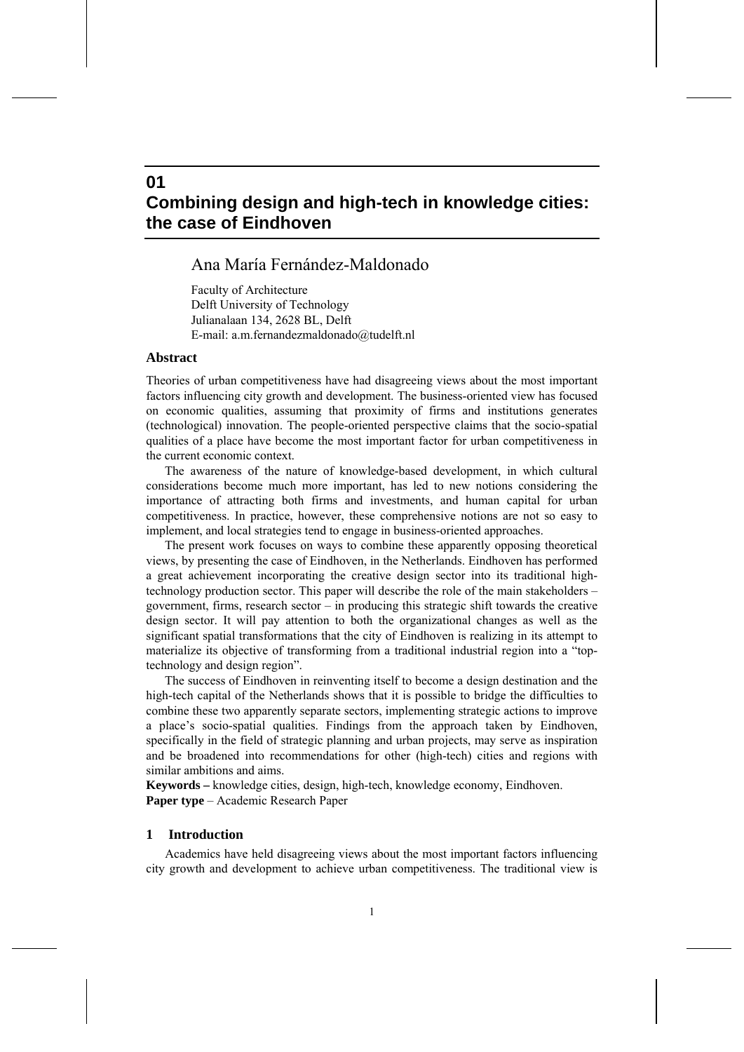# 01
# Combining design and high-tech in knowledge cities: the case of Eindhoven

Ana María Fernández-Maldonado

Faculty of Architecture
Delft University of Technology
Julianalaan 134, 2628 BL, Delft
E-mail: a.m.fernandezmaldonado@tudelft.nl

## Abstract

Theories of urban competitiveness have had disagreeing views about the most important factors influencing city growth and development. The business-oriented view has focused on economic qualities, assuming that proximity of firms and institutions generates (technological) innovation. The people-oriented perspective claims that the socio-spatial qualities of a place have become the most important factor for urban competitiveness in the current economic context.

The awareness of the nature of knowledge-based development, in which cultural considerations become much more important, has led to new notions considering the importance of attracting both firms and investments, and human capital for urban competitiveness. In practice, however, these comprehensive notions are not so easy to implement, and local strategies tend to engage in business-oriented approaches.

The present work focuses on ways to combine these apparently opposing theoretical views, by presenting the case of Eindhoven, in the Netherlands. Eindhoven has performed a great achievement incorporating the creative design sector into its traditional high-technology production sector. This paper will describe the role of the main stakeholders – government, firms, research sector – in producing this strategic shift towards the creative design sector. It will pay attention to both the organizational changes as well as the significant spatial transformations that the city of Eindhoven is realizing in its attempt to materialize its objective of transforming from a traditional industrial region into a "top-technology and design region".

The success of Eindhoven in reinventing itself to become a design destination and the high-tech capital of the Netherlands shows that it is possible to bridge the difficulties to combine these two apparently separate sectors, implementing strategic actions to improve a place's socio-spatial qualities. Findings from the approach taken by Eindhoven, specifically in the field of strategic planning and urban projects, may serve as inspiration and be broadened into recommendations for other (high-tech) cities and regions with similar ambitions and aims.

**Keywords –** knowledge cities, design, high-tech, knowledge economy, Eindhoven.
**Paper type** – Academic Research Paper

## 1 Introduction

Academics have held disagreeing views about the most important factors influencing city growth and development to achieve urban competitiveness. The traditional view is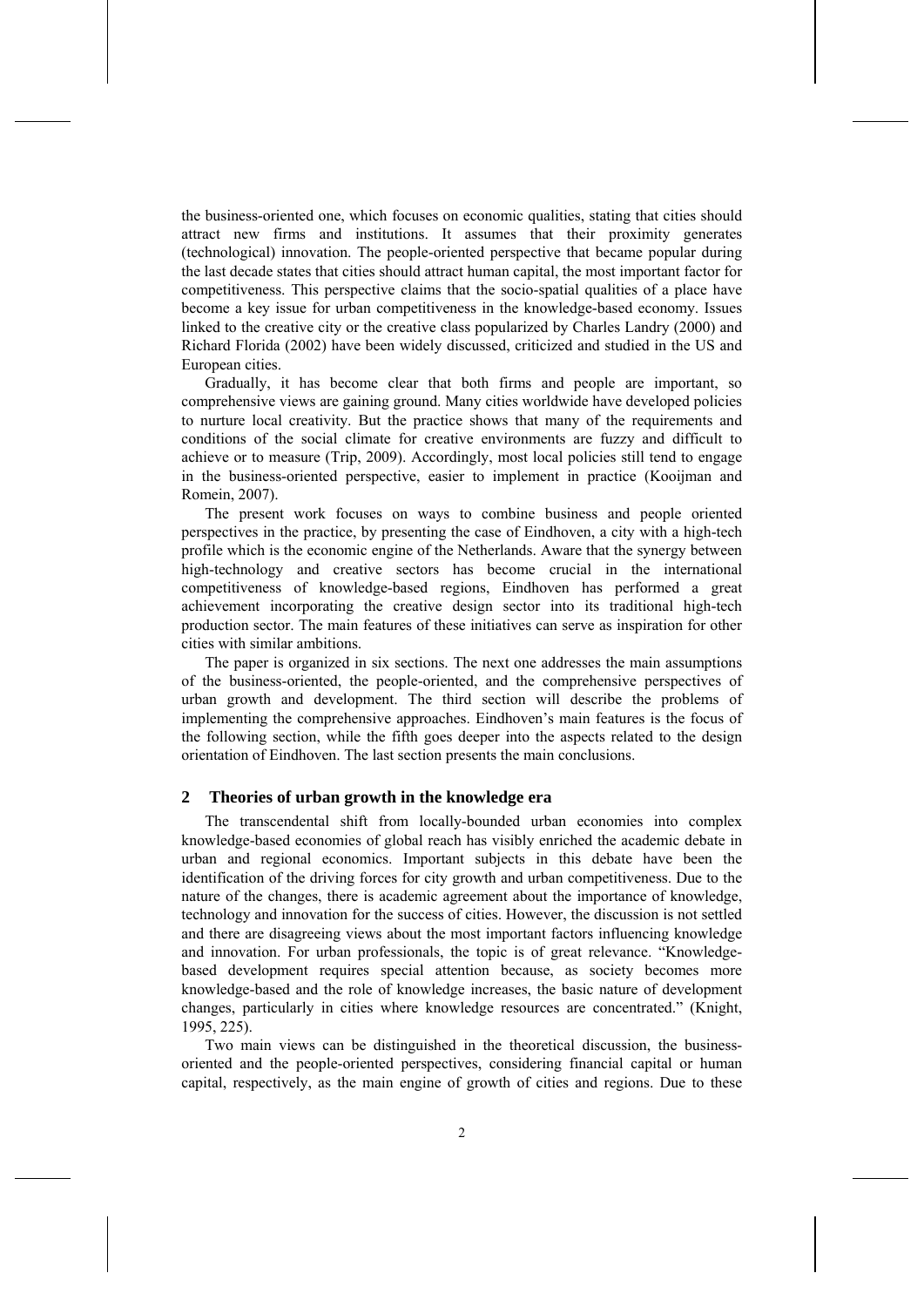the business-oriented one, which focuses on economic qualities, stating that cities should attract new firms and institutions. It assumes that their proximity generates (technological) innovation. The people-oriented perspective that became popular during the last decade states that cities should attract human capital, the most important factor for competitiveness. This perspective claims that the socio-spatial qualities of a place have become a key issue for urban competitiveness in the knowledge-based economy. Issues linked to the creative city or the creative class popularized by Charles Landry (2000) and Richard Florida (2002) have been widely discussed, criticized and studied in the US and European cities.

Gradually, it has become clear that both firms and people are important, so comprehensive views are gaining ground. Many cities worldwide have developed policies to nurture local creativity. But the practice shows that many of the requirements and conditions of the social climate for creative environments are fuzzy and difficult to achieve or to measure (Trip, 2009). Accordingly, most local policies still tend to engage in the business-oriented perspective, easier to implement in practice (Kooijman and Romein, 2007).

The present work focuses on ways to combine business and people oriented perspectives in the practice, by presenting the case of Eindhoven, a city with a high-tech profile which is the economic engine of the Netherlands. Aware that the synergy between high-technology and creative sectors has become crucial in the international competitiveness of knowledge-based regions, Eindhoven has performed a great achievement incorporating the creative design sector into its traditional high-tech production sector. The main features of these initiatives can serve as inspiration for other cities with similar ambitions.

The paper is organized in six sections. The next one addresses the main assumptions of the business-oriented, the people-oriented, and the comprehensive perspectives of urban growth and development. The third section will describe the problems of implementing the comprehensive approaches. Eindhoven's main features is the focus of the following section, while the fifth goes deeper into the aspects related to the design orientation of Eindhoven. The last section presents the main conclusions.

## 2 Theories of urban growth in the knowledge era

The transcendental shift from locally-bounded urban economies into complex knowledge-based economies of global reach has visibly enriched the academic debate in urban and regional economics. Important subjects in this debate have been the identification of the driving forces for city growth and urban competitiveness. Due to the nature of the changes, there is academic agreement about the importance of knowledge, technology and innovation for the success of cities. However, the discussion is not settled and there are disagreeing views about the most important factors influencing knowledge and innovation. For urban professionals, the topic is of great relevance. "Knowledge-based development requires special attention because, as society becomes more knowledge-based and the role of knowledge increases, the basic nature of development changes, particularly in cities where knowledge resources are concentrated." (Knight, 1995, 225).

Two main views can be distinguished in the theoretical discussion, the business-oriented and the people-oriented perspectives, considering financial capital or human capital, respectively, as the main engine of growth of cities and regions. Due to these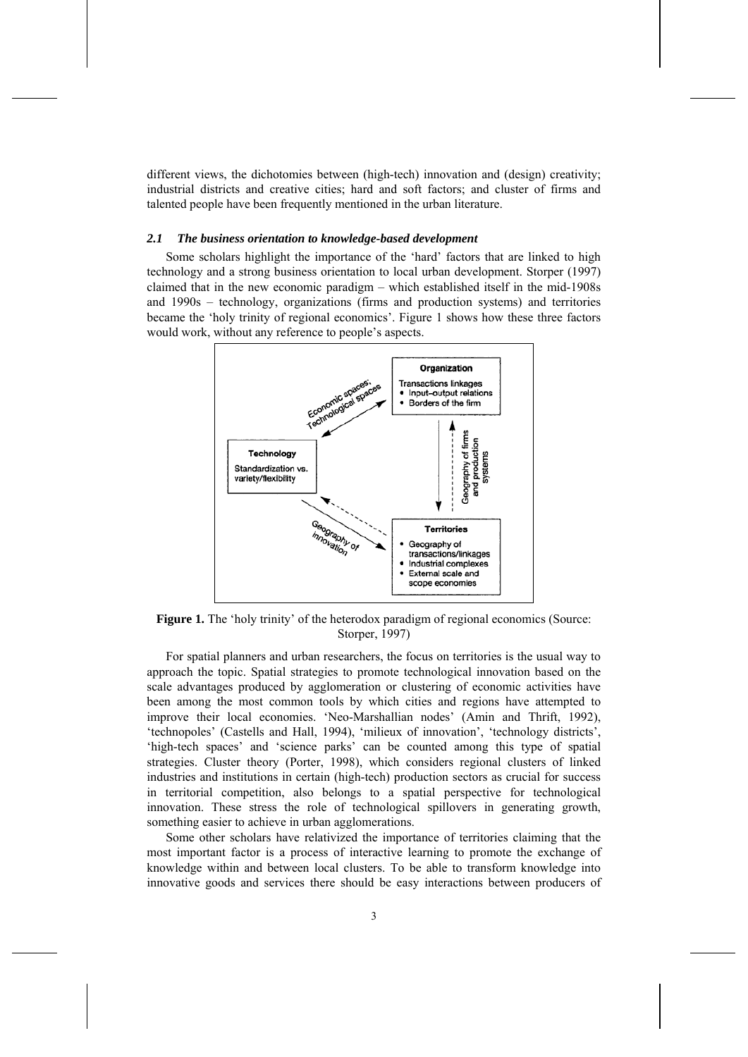different views, the dichotomies between (high-tech) innovation and (design) creativity; industrial districts and creative cities; hard and soft factors; and cluster of firms and talented people have been frequently mentioned in the urban literature.

### *2.1 The business orientation to knowledge-based development*

Some scholars highlight the importance of the 'hard' factors that are linked to high technology and a strong business orientation to local urban development. Storper (1997) claimed that in the new economic paradigm – which established itself in the mid-1908s and 1990s – technology, organizations (firms and production systems) and territories became the 'holy trinity of regional economics'. Figure 1 shows how these three factors would work, without any reference to people's aspects.

**Figure 1.** The 'holy trinity' of the heterodox paradigm of regional economics (Source: Storper, 1997)

For spatial planners and urban researchers, the focus on territories is the usual way to approach the topic. Spatial strategies to promote technological innovation based on the scale advantages produced by agglomeration or clustering of economic activities have been among the most common tools by which cities and regions have attempted to improve their local economies. 'Neo-Marshallian nodes' (Amin and Thrift, 1992), 'technopoles' (Castells and Hall, 1994), 'milieux of innovation', 'technology districts', 'high-tech spaces' and 'science parks' can be counted among this type of spatial strategies. Cluster theory (Porter, 1998), which considers regional clusters of linked industries and institutions in certain (high-tech) production sectors as crucial for success in territorial competition, also belongs to a spatial perspective for technological innovation. These stress the role of technological spillovers in generating growth, something easier to achieve in urban agglomerations.

Some other scholars have relativized the importance of territories claiming that the most important factor is a process of interactive learning to promote the exchange of knowledge within and between local clusters. To be able to transform knowledge into innovative goods and services there should be easy interactions between producers of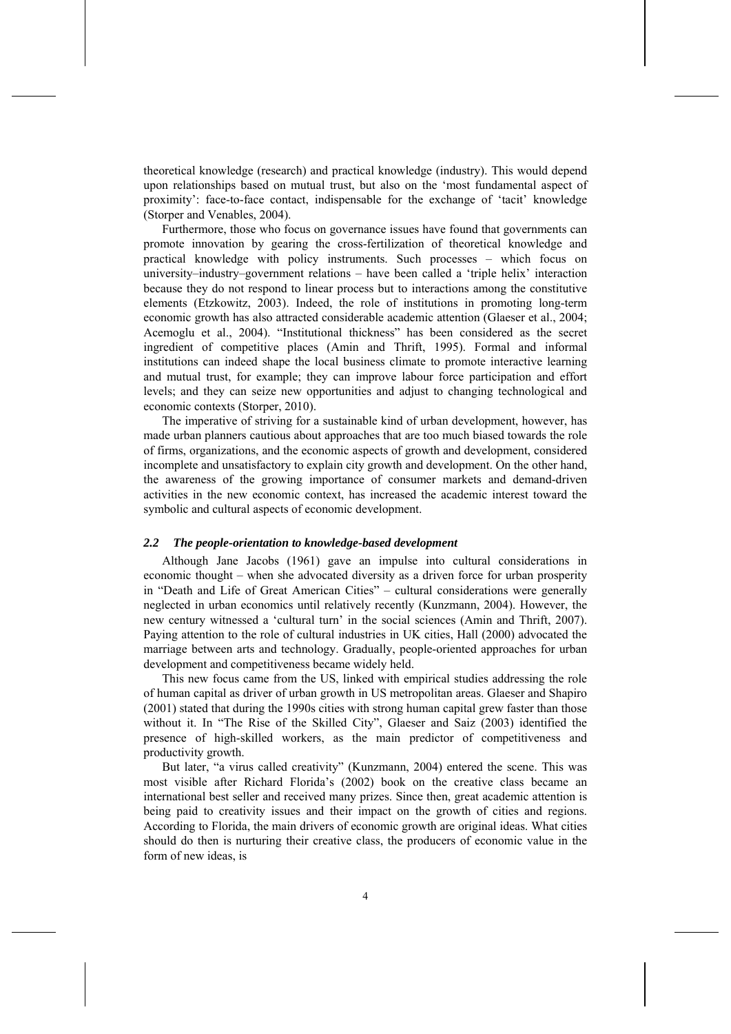theoretical knowledge (research) and practical knowledge (industry). This would depend upon relationships based on mutual trust, but also on the 'most fundamental aspect of proximity': face-to-face contact, indispensable for the exchange of 'tacit' knowledge (Storper and Venables, 2004).

Furthermore, those who focus on governance issues have found that governments can promote innovation by gearing the cross-fertilization of theoretical knowledge and practical knowledge with policy instruments. Such processes – which focus on university–industry–government relations – have been called a 'triple helix' interaction because they do not respond to linear process but to interactions among the constitutive elements (Etzkowitz, 2003). Indeed, the role of institutions in promoting long-term economic growth has also attracted considerable academic attention (Glaeser et al., 2004; Acemoglu et al., 2004). "Institutional thickness" has been considered as the secret ingredient of competitive places (Amin and Thrift, 1995). Formal and informal institutions can indeed shape the local business climate to promote interactive learning and mutual trust, for example; they can improve labour force participation and effort levels; and they can seize new opportunities and adjust to changing technological and economic contexts (Storper, 2010).

The imperative of striving for a sustainable kind of urban development, however, has made urban planners cautious about approaches that are too much biased towards the role of firms, organizations, and the economic aspects of growth and development, considered incomplete and unsatisfactory to explain city growth and development. On the other hand, the awareness of the growing importance of consumer markets and demand-driven activities in the new economic context, has increased the academic interest toward the symbolic and cultural aspects of economic development.

### *2.2 The people-orientation to knowledge-based development*

Although Jane Jacobs (1961) gave an impulse into cultural considerations in economic thought – when she advocated diversity as a driven force for urban prosperity in "Death and Life of Great American Cities" – cultural considerations were generally neglected in urban economics until relatively recently (Kunzmann, 2004). However, the new century witnessed a 'cultural turn' in the social sciences (Amin and Thrift, 2007). Paying attention to the role of cultural industries in UK cities, Hall (2000) advocated the marriage between arts and technology. Gradually, people-oriented approaches for urban development and competitiveness became widely held.

This new focus came from the US, linked with empirical studies addressing the role of human capital as driver of urban growth in US metropolitan areas. Glaeser and Shapiro (2001) stated that during the 1990s cities with strong human capital grew faster than those without it. In "The Rise of the Skilled City", Glaeser and Saiz (2003) identified the presence of high-skilled workers, as the main predictor of competitiveness and productivity growth.

But later, "a virus called creativity" (Kunzmann, 2004) entered the scene. This was most visible after Richard Florida's (2002) book on the creative class became an international best seller and received many prizes. Since then, great academic attention is being paid to creativity issues and their impact on the growth of cities and regions. According to Florida, the main drivers of economic growth are original ideas. What cities should do then is nurturing their creative class, the producers of economic value in the form of new ideas, is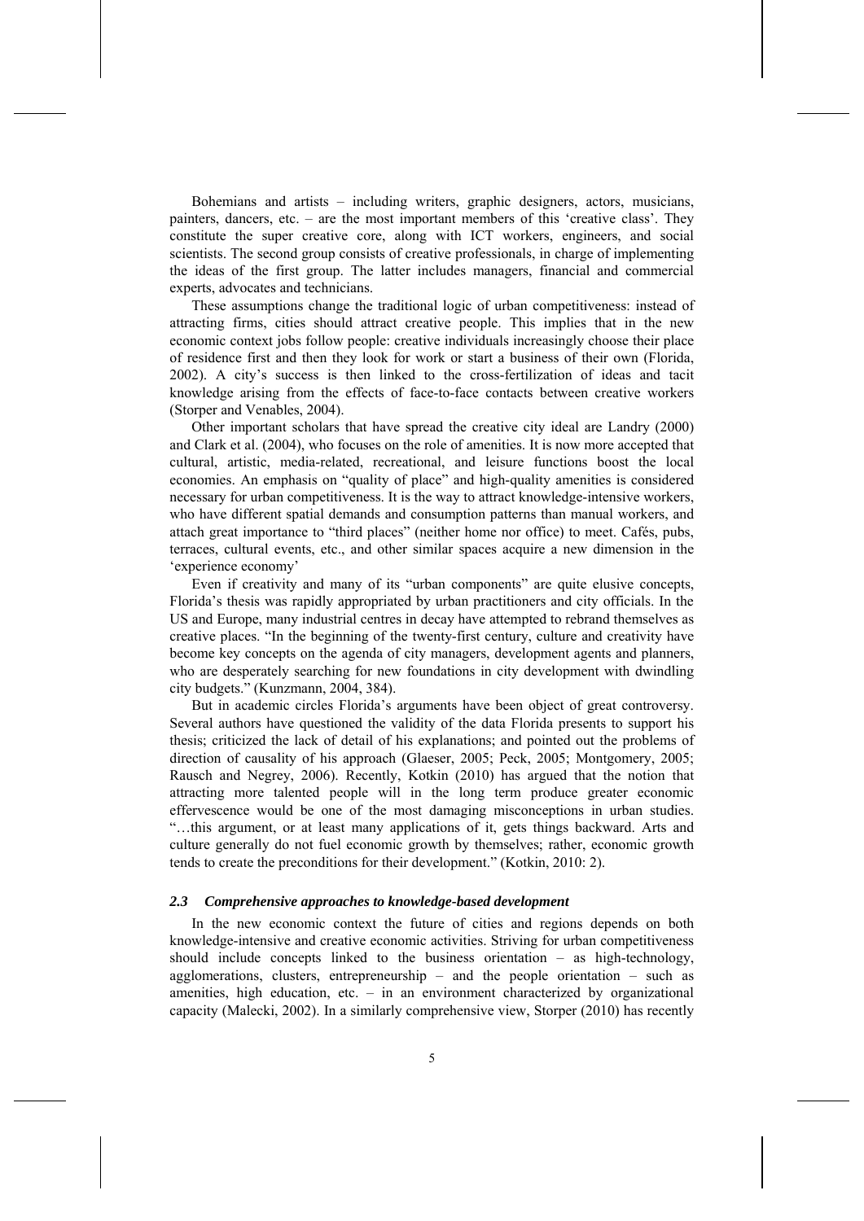Bohemians and artists – including writers, graphic designers, actors, musicians, painters, dancers, etc. – are the most important members of this 'creative class'. They constitute the super creative core, along with ICT workers, engineers, and social scientists. The second group consists of creative professionals, in charge of implementing the ideas of the first group. The latter includes managers, financial and commercial experts, advocates and technicians.

These assumptions change the traditional logic of urban competitiveness: instead of attracting firms, cities should attract creative people. This implies that in the new economic context jobs follow people: creative individuals increasingly choose their place of residence first and then they look for work or start a business of their own (Florida, 2002). A city's success is then linked to the cross-fertilization of ideas and tacit knowledge arising from the effects of face-to-face contacts between creative workers (Storper and Venables, 2004).

Other important scholars that have spread the creative city ideal are Landry (2000) and Clark et al. (2004), who focuses on the role of amenities. It is now more accepted that cultural, artistic, media-related, recreational, and leisure functions boost the local economies. An emphasis on "quality of place" and high-quality amenities is considered necessary for urban competitiveness. It is the way to attract knowledge-intensive workers, who have different spatial demands and consumption patterns than manual workers, and attach great importance to "third places" (neither home nor office) to meet. Cafés, pubs, terraces, cultural events, etc., and other similar spaces acquire a new dimension in the 'experience economy'

Even if creativity and many of its "urban components" are quite elusive concepts, Florida's thesis was rapidly appropriated by urban practitioners and city officials. In the US and Europe, many industrial centres in decay have attempted to rebrand themselves as creative places. "In the beginning of the twenty-first century, culture and creativity have become key concepts on the agenda of city managers, development agents and planners, who are desperately searching for new foundations in city development with dwindling city budgets." (Kunzmann, 2004, 384).

But in academic circles Florida's arguments have been object of great controversy. Several authors have questioned the validity of the data Florida presents to support his thesis; criticized the lack of detail of his explanations; and pointed out the problems of direction of causality of his approach (Glaeser, 2005; Peck, 2005; Montgomery, 2005; Rausch and Negrey, 2006). Recently, Kotkin (2010) has argued that the notion that attracting more talented people will in the long term produce greater economic effervescence would be one of the most damaging misconceptions in urban studies. "…this argument, or at least many applications of it, gets things backward. Arts and culture generally do not fuel economic growth by themselves; rather, economic growth tends to create the preconditions for their development." (Kotkin, 2010: 2).

### *2.3 Comprehensive approaches to knowledge-based development*

In the new economic context the future of cities and regions depends on both knowledge-intensive and creative economic activities. Striving for urban competitiveness should include concepts linked to the business orientation – as high-technology, agglomerations, clusters, entrepreneurship – and the people orientation – such as amenities, high education, etc. – in an environment characterized by organizational capacity (Malecki, 2002). In a similarly comprehensive view, Storper (2010) has recently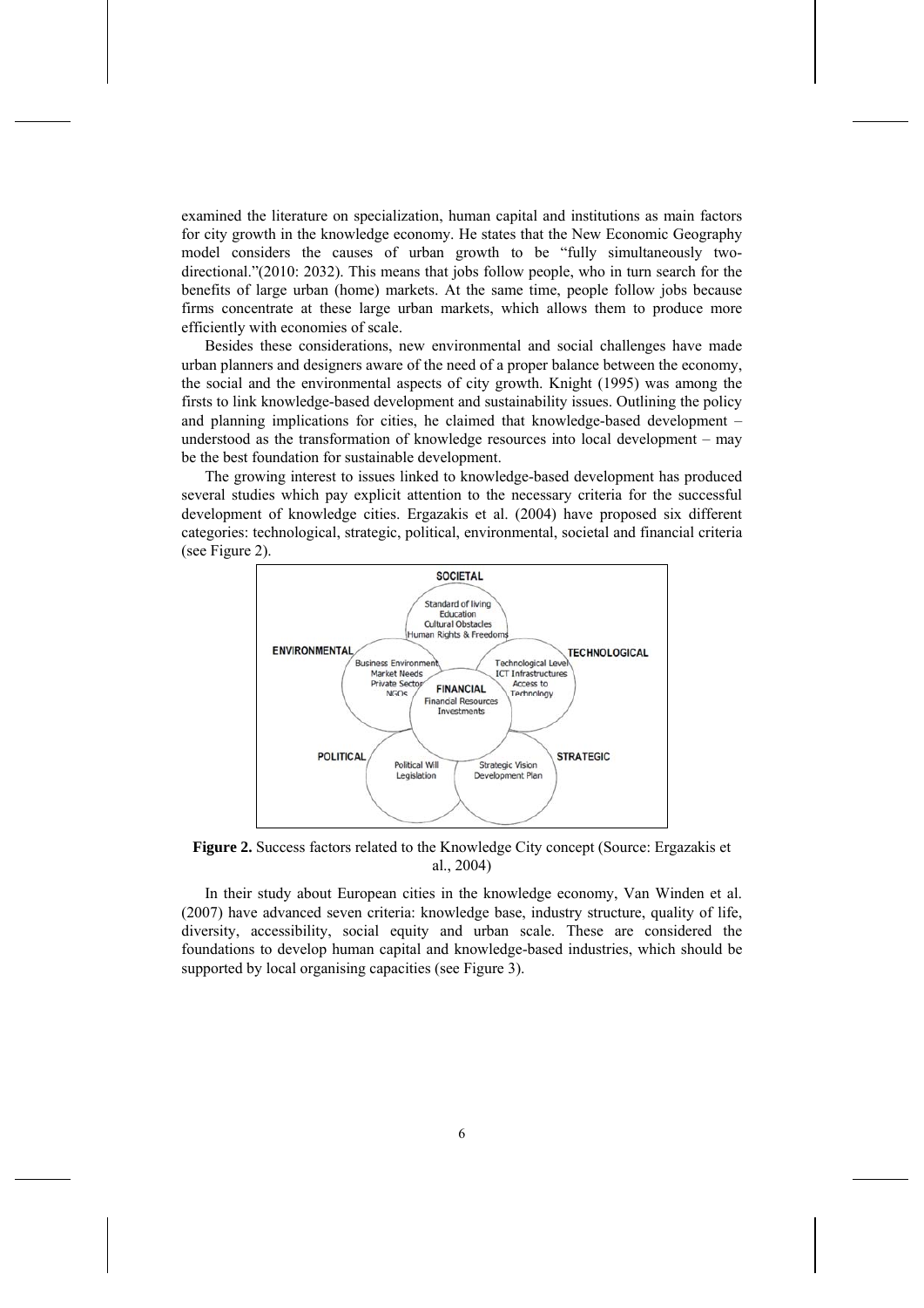examined the literature on specialization, human capital and institutions as main factors for city growth in the knowledge economy. He states that the New Economic Geography model considers the causes of urban growth to be "fully simultaneously two-directional."(2010: 2032). This means that jobs follow people, who in turn search for the benefits of large urban (home) markets. At the same time, people follow jobs because firms concentrate at these large urban markets, which allows them to produce more efficiently with economies of scale.

Besides these considerations, new environmental and social challenges have made urban planners and designers aware of the need of a proper balance between the economy, the social and the environmental aspects of city growth. Knight (1995) was among the firsts to link knowledge-based development and sustainability issues. Outlining the policy and planning implications for cities, he claimed that knowledge-based development – understood as the transformation of knowledge resources into local development – may be the best foundation for sustainable development.

The growing interest to issues linked to knowledge-based development has produced several studies which pay explicit attention to the necessary criteria for the successful development of knowledge cities. Ergazakis et al. (2004) have proposed six different categories: technological, strategic, political, environmental, societal and financial criteria (see Figure 2).

**Figure 2.** Success factors related to the Knowledge City concept (Source: Ergazakis et al., 2004)

In their study about European cities in the knowledge economy, Van Winden et al. (2007) have advanced seven criteria: knowledge base, industry structure, quality of life, diversity, accessibility, social equity and urban scale. These are considered the foundations to develop human capital and knowledge-based industries, which should be supported by local organising capacities (see Figure 3).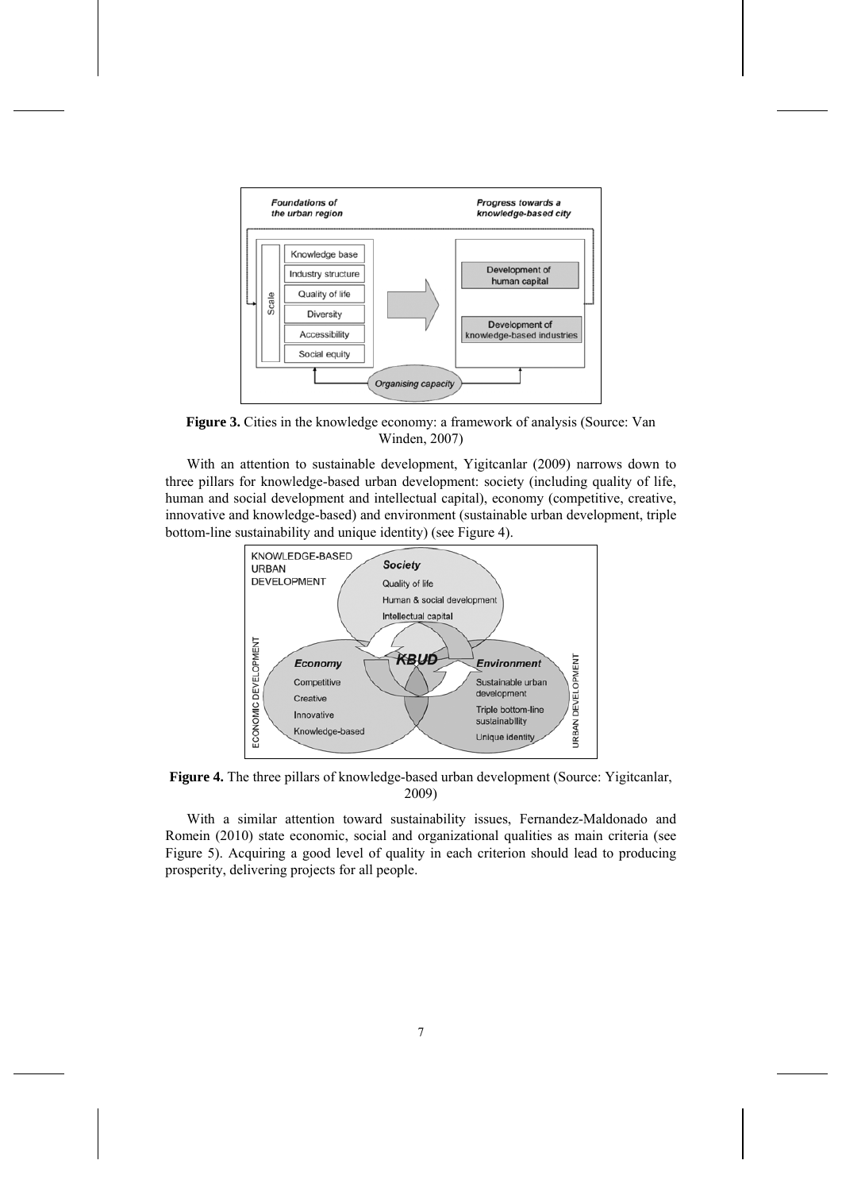**Figure 3.** Cities in the knowledge economy: a framework of analysis (Source: Van Winden, 2007)

With an attention to sustainable development, Yigitcanlar (2009) narrows down to three pillars for knowledge-based urban development: society (including quality of life, human and social development and intellectual capital), economy (competitive, creative, innovative and knowledge-based) and environment (sustainable urban development, triple bottom-line sustainability and unique identity) (see Figure 4).

**Figure 4.** The three pillars of knowledge-based urban development (Source: Yigitcanlar, 2009)

With a similar attention toward sustainability issues, Fernandez-Maldonado and Romein (2010) state economic, social and organizational qualities as main criteria (see Figure 5). Acquiring a good level of quality in each criterion should lead to producing prosperity, delivering projects for all people.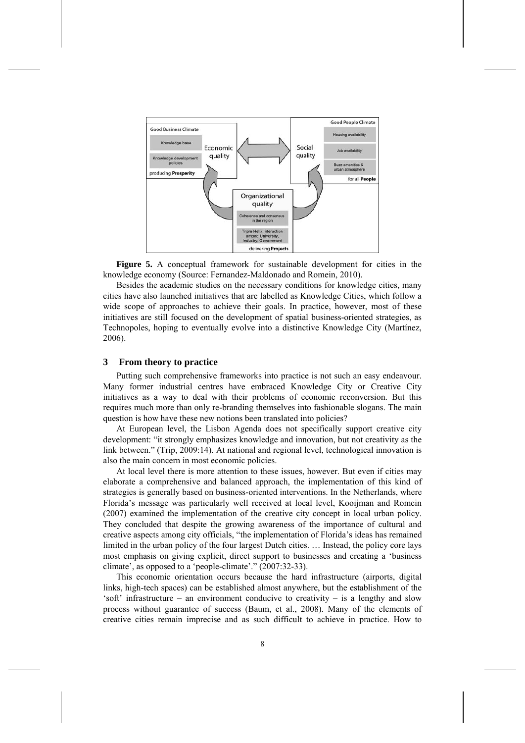**Figure 5.** A conceptual framework for sustainable development for cities in the knowledge economy (Source: Fernandez-Maldonado and Romein, 2010).

Besides the academic studies on the necessary conditions for knowledge cities, many cities have also launched initiatives that are labelled as Knowledge Cities, which follow a wide scope of approaches to achieve their goals. In practice, however, most of these initiatives are still focused on the development of spatial business-oriented strategies, as Technopoles, hoping to eventually evolve into a distinctive Knowledge City (Martínez, 2006).

## 3 From theory to practice

Putting such comprehensive frameworks into practice is not such an easy endeavour. Many former industrial centres have embraced Knowledge City or Creative City initiatives as a way to deal with their problems of economic reconversion. But this requires much more than only re-branding themselves into fashionable slogans. The main question is how have these new notions been translated into policies?

At European level, the Lisbon Agenda does not specifically support creative city development: "it strongly emphasizes knowledge and innovation, but not creativity as the link between." (Trip, 2009:14). At national and regional level, technological innovation is also the main concern in most economic policies.

At local level there is more attention to these issues, however. But even if cities may elaborate a comprehensive and balanced approach, the implementation of this kind of strategies is generally based on business-oriented interventions. In the Netherlands, where Florida's message was particularly well received at local level, Kooijman and Romein (2007) examined the implementation of the creative city concept in local urban policy. They concluded that despite the growing awareness of the importance of cultural and creative aspects among city officials, "the implementation of Florida's ideas has remained limited in the urban policy of the four largest Dutch cities. … Instead, the policy core lays most emphasis on giving explicit, direct support to businesses and creating a 'business climate', as opposed to a 'people-climate'." (2007:32-33).

This economic orientation occurs because the hard infrastructure (airports, digital links, high-tech spaces) can be established almost anywhere, but the establishment of the 'soft' infrastructure – an environment conducive to creativity – is a lengthy and slow process without guarantee of success (Baum, et al., 2008). Many of the elements of creative cities remain imprecise and as such difficult to achieve in practice. How to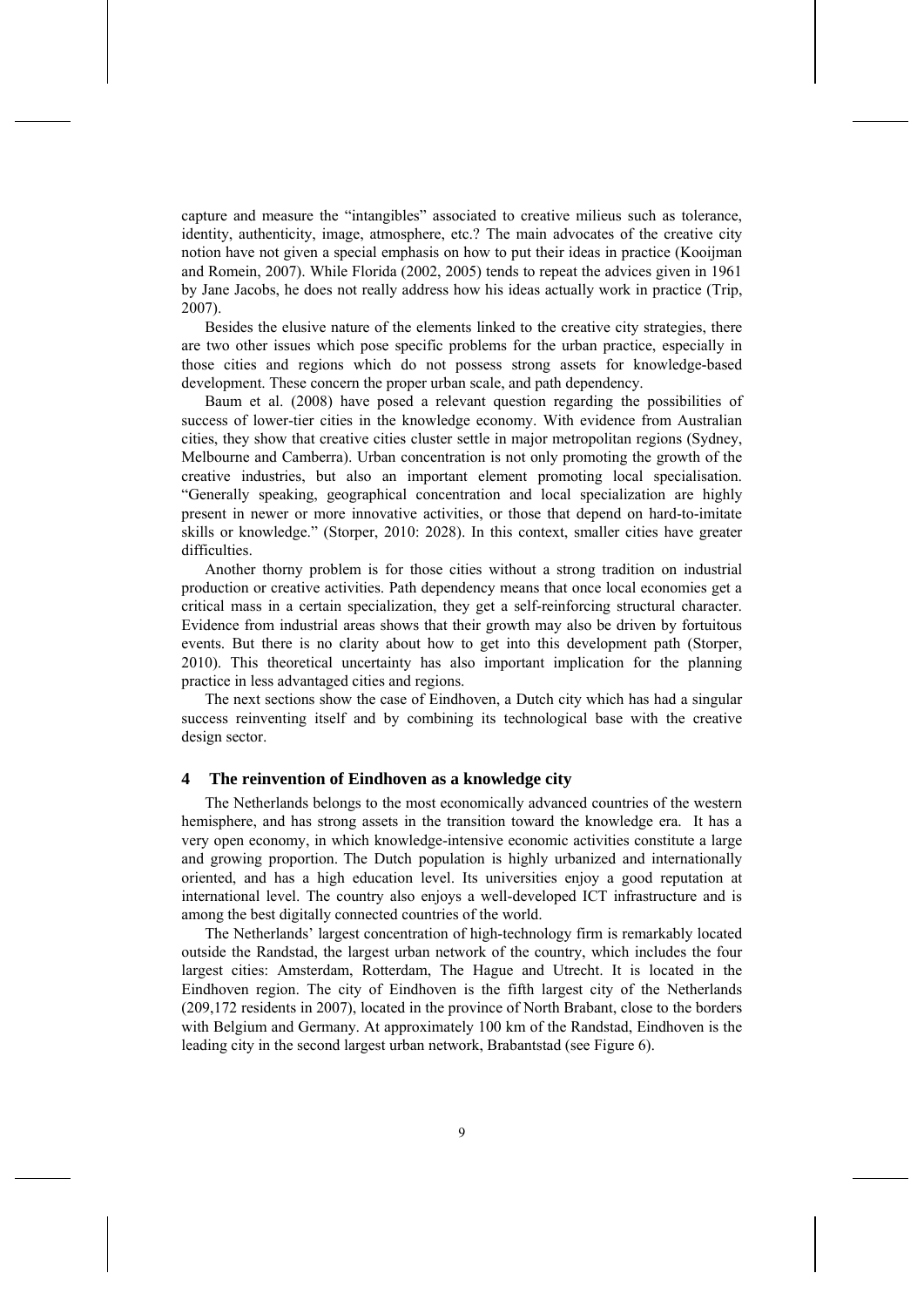capture and measure the "intangibles" associated to creative milieus such as tolerance, identity, authenticity, image, atmosphere, etc.? The main advocates of the creative city notion have not given a special emphasis on how to put their ideas in practice (Kooijman and Romein, 2007). While Florida (2002, 2005) tends to repeat the advices given in 1961 by Jane Jacobs, he does not really address how his ideas actually work in practice (Trip, 2007).

Besides the elusive nature of the elements linked to the creative city strategies, there are two other issues which pose specific problems for the urban practice, especially in those cities and regions which do not possess strong assets for knowledge-based development. These concern the proper urban scale, and path dependency.

Baum et al. (2008) have posed a relevant question regarding the possibilities of success of lower-tier cities in the knowledge economy. With evidence from Australian cities, they show that creative cities cluster settle in major metropolitan regions (Sydney, Melbourne and Camberra). Urban concentration is not only promoting the growth of the creative industries, but also an important element promoting local specialisation. "Generally speaking, geographical concentration and local specialization are highly present in newer or more innovative activities, or those that depend on hard-to-imitate skills or knowledge." (Storper, 2010: 2028). In this context, smaller cities have greater difficulties.

Another thorny problem is for those cities without a strong tradition on industrial production or creative activities. Path dependency means that once local economies get a critical mass in a certain specialization, they get a self-reinforcing structural character. Evidence from industrial areas shows that their growth may also be driven by fortuitous events. But there is no clarity about how to get into this development path (Storper, 2010). This theoretical uncertainty has also important implication for the planning practice in less advantaged cities and regions.

The next sections show the case of Eindhoven, a Dutch city which has had a singular success reinventing itself and by combining its technological base with the creative design sector.

## 4 The reinvention of Eindhoven as a knowledge city

The Netherlands belongs to the most economically advanced countries of the western hemisphere, and has strong assets in the transition toward the knowledge era. It has a very open economy, in which knowledge-intensive economic activities constitute a large and growing proportion. The Dutch population is highly urbanized and internationally oriented, and has a high education level. Its universities enjoy a good reputation at international level. The country also enjoys a well-developed ICT infrastructure and is among the best digitally connected countries of the world.

The Netherlands' largest concentration of high-technology firm is remarkably located outside the Randstad, the largest urban network of the country, which includes the four largest cities: Amsterdam, Rotterdam, The Hague and Utrecht. It is located in the Eindhoven region. The city of Eindhoven is the fifth largest city of the Netherlands (209,172 residents in 2007), located in the province of North Brabant, close to the borders with Belgium and Germany. At approximately 100 km of the Randstad, Eindhoven is the leading city in the second largest urban network, Brabantstad (see Figure 6).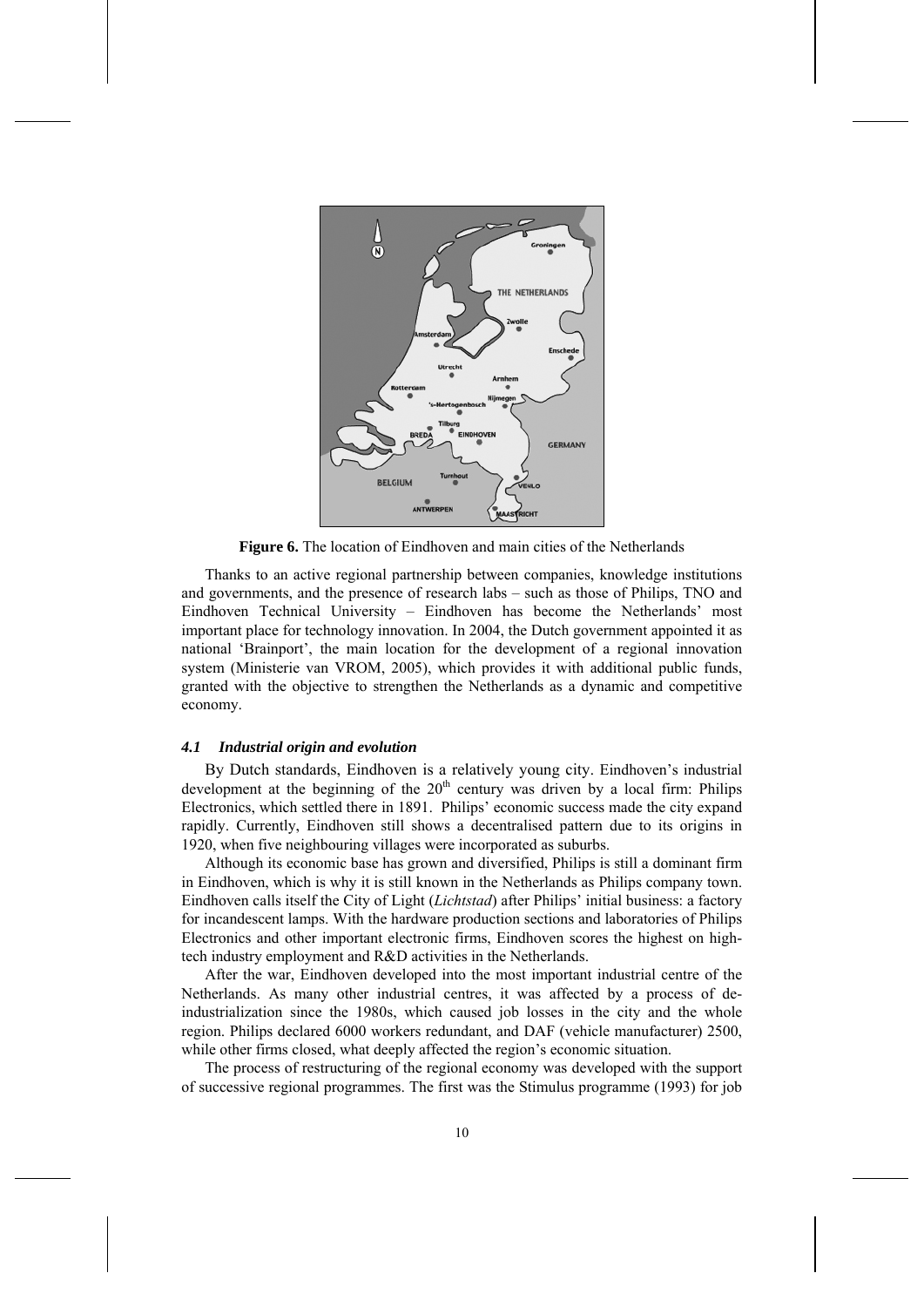**Figure 6.** The location of Eindhoven and main cities of the Netherlands

Thanks to an active regional partnership between companies, knowledge institutions and governments, and the presence of research labs – such as those of Philips, TNO and Eindhoven Technical University – Eindhoven has become the Netherlands' most important place for technology innovation. In 2004, the Dutch government appointed it as national 'Brainport', the main location for the development of a regional innovation system (Ministerie van VROM, 2005), which provides it with additional public funds, granted with the objective to strengthen the Netherlands as a dynamic and competitive economy.

### *4.1 Industrial origin and evolution*

By Dutch standards, Eindhoven is a relatively young city. Eindhoven's industrial development at the beginning of the 20th century was driven by a local firm: Philips Electronics, which settled there in 1891. Philips' economic success made the city expand rapidly. Currently, Eindhoven still shows a decentralised pattern due to its origins in 1920, when five neighbouring villages were incorporated as suburbs.

Although its economic base has grown and diversified, Philips is still a dominant firm in Eindhoven, which is why it is still known in the Netherlands as Philips company town. Eindhoven calls itself the City of Light (*Lichtstad*) after Philips' initial business: a factory for incandescent lamps. With the hardware production sections and laboratories of Philips Electronics and other important electronic firms, Eindhoven scores the highest on high-tech industry employment and R&D activities in the Netherlands.

After the war, Eindhoven developed into the most important industrial centre of the Netherlands. As many other industrial centres, it was affected by a process of de-industrialization since the 1980s, which caused job losses in the city and the whole region. Philips declared 6000 workers redundant, and DAF (vehicle manufacturer) 2500, while other firms closed, what deeply affected the region's economic situation.

The process of restructuring of the regional economy was developed with the support of successive regional programmes. The first was the Stimulus programme (1993) for job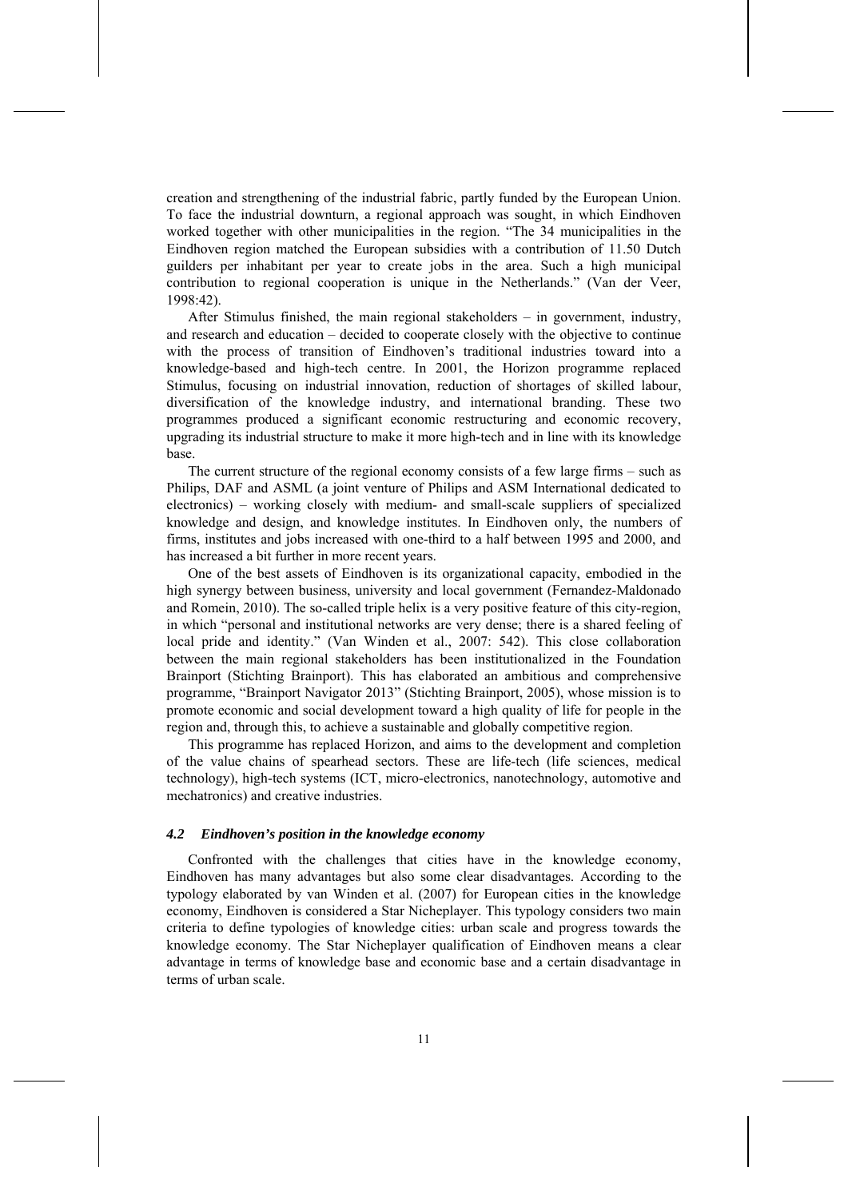creation and strengthening of the industrial fabric, partly funded by the European Union. To face the industrial downturn, a regional approach was sought, in which Eindhoven worked together with other municipalities in the region. "The 34 municipalities in the Eindhoven region matched the European subsidies with a contribution of 11.50 Dutch guilders per inhabitant per year to create jobs in the area. Such a high municipal contribution to regional cooperation is unique in the Netherlands." (Van der Veer, 1998:42).

After Stimulus finished, the main regional stakeholders – in government, industry, and research and education – decided to cooperate closely with the objective to continue with the process of transition of Eindhoven's traditional industries toward into a knowledge-based and high-tech centre. In 2001, the Horizon programme replaced Stimulus, focusing on industrial innovation, reduction of shortages of skilled labour, diversification of the knowledge industry, and international branding. These two programmes produced a significant economic restructuring and economic recovery, upgrading its industrial structure to make it more high-tech and in line with its knowledge base.

The current structure of the regional economy consists of a few large firms – such as Philips, DAF and ASML (a joint venture of Philips and ASM International dedicated to electronics) – working closely with medium- and small-scale suppliers of specialized knowledge and design, and knowledge institutes. In Eindhoven only, the numbers of firms, institutes and jobs increased with one-third to a half between 1995 and 2000, and has increased a bit further in more recent years.

One of the best assets of Eindhoven is its organizational capacity, embodied in the high synergy between business, university and local government (Fernandez-Maldonado and Romein, 2010). The so-called triple helix is a very positive feature of this city-region, in which "personal and institutional networks are very dense; there is a shared feeling of local pride and identity." (Van Winden et al., 2007: 542). This close collaboration between the main regional stakeholders has been institutionalized in the Foundation Brainport (Stichting Brainport). This has elaborated an ambitious and comprehensive programme, "Brainport Navigator 2013" (Stichting Brainport, 2005), whose mission is to promote economic and social development toward a high quality of life for people in the region and, through this, to achieve a sustainable and globally competitive region.

This programme has replaced Horizon, and aims to the development and completion of the value chains of spearhead sectors. These are life-tech (life sciences, medical technology), high-tech systems (ICT, micro-electronics, nanotechnology, automotive and mechatronics) and creative industries.

### *4.2 Eindhoven's position in the knowledge economy*

Confronted with the challenges that cities have in the knowledge economy, Eindhoven has many advantages but also some clear disadvantages. According to the typology elaborated by van Winden et al. (2007) for European cities in the knowledge economy, Eindhoven is considered a Star Nicheplayer. This typology considers two main criteria to define typologies of knowledge cities: urban scale and progress towards the knowledge economy. The Star Nicheplayer qualification of Eindhoven means a clear advantage in terms of knowledge base and economic base and a certain disadvantage in terms of urban scale.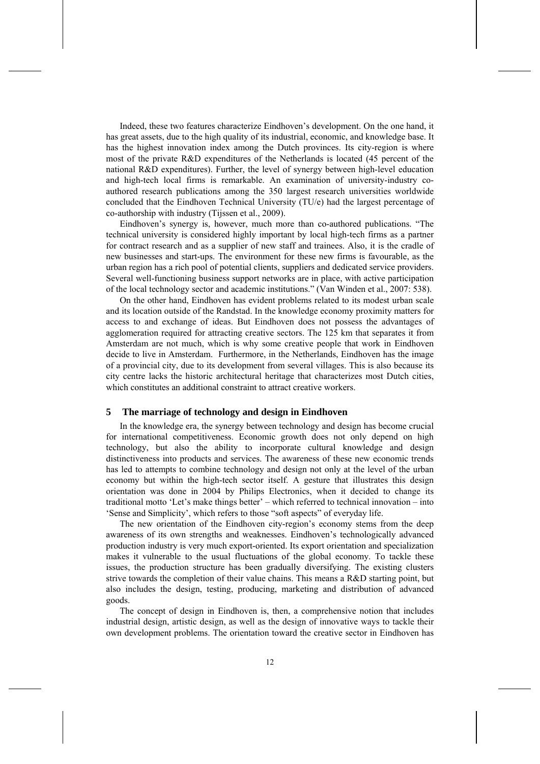Indeed, these two features characterize Eindhoven's development. On the one hand, it has great assets, due to the high quality of its industrial, economic, and knowledge base. It has the highest innovation index among the Dutch provinces. Its city-region is where most of the private R&D expenditures of the Netherlands is located (45 percent of the national R&D expenditures). Further, the level of synergy between high-level education and high-tech local firms is remarkable. An examination of university-industry co-authored research publications among the 350 largest research universities worldwide concluded that the Eindhoven Technical University (TU/e) had the largest percentage of co-authorship with industry (Tijssen et al., 2009).

Eindhoven's synergy is, however, much more than co-authored publications. "The technical university is considered highly important by local high-tech firms as a partner for contract research and as a supplier of new staff and trainees. Also, it is the cradle of new businesses and start-ups. The environment for these new firms is favourable, as the urban region has a rich pool of potential clients, suppliers and dedicated service providers. Several well-functioning business support networks are in place, with active participation of the local technology sector and academic institutions." (Van Winden et al., 2007: 538).

On the other hand, Eindhoven has evident problems related to its modest urban scale and its location outside of the Randstad. In the knowledge economy proximity matters for access to and exchange of ideas. But Eindhoven does not possess the advantages of agglomeration required for attracting creative sectors. The 125 km that separates it from Amsterdam are not much, which is why some creative people that work in Eindhoven decide to live in Amsterdam. Furthermore, in the Netherlands, Eindhoven has the image of a provincial city, due to its development from several villages. This is also because its city centre lacks the historic architectural heritage that characterizes most Dutch cities, which constitutes an additional constraint to attract creative workers.

## 5 The marriage of technology and design in Eindhoven

In the knowledge era, the synergy between technology and design has become crucial for international competitiveness. Economic growth does not only depend on high technology, but also the ability to incorporate cultural knowledge and design distinctiveness into products and services. The awareness of these new economic trends has led to attempts to combine technology and design not only at the level of the urban economy but within the high-tech sector itself. A gesture that illustrates this design orientation was done in 2004 by Philips Electronics, when it decided to change its traditional motto 'Let's make things better' – which referred to technical innovation – into 'Sense and Simplicity', which refers to those "soft aspects" of everyday life.

The new orientation of the Eindhoven city-region's economy stems from the deep awareness of its own strengths and weaknesses. Eindhoven's technologically advanced production industry is very much export-oriented. Its export orientation and specialization makes it vulnerable to the usual fluctuations of the global economy. To tackle these issues, the production structure has been gradually diversifying. The existing clusters strive towards the completion of their value chains. This means a R&D starting point, but also includes the design, testing, producing, marketing and distribution of advanced goods.

The concept of design in Eindhoven is, then, a comprehensive notion that includes industrial design, artistic design, as well as the design of innovative ways to tackle their own development problems. The orientation toward the creative sector in Eindhoven has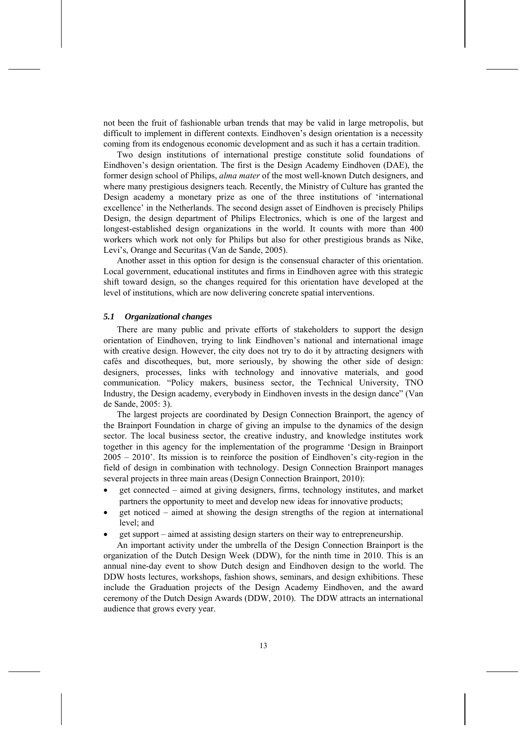not been the fruit of fashionable urban trends that may be valid in large metropolis, but difficult to implement in different contexts. Eindhoven's design orientation is a necessity coming from its endogenous economic development and as such it has a certain tradition.

Two design institutions of international prestige constitute solid foundations of Eindhoven's design orientation. The first is the Design Academy Eindhoven (DAE), the former design school of Philips, *alma mater* of the most well-known Dutch designers, and where many prestigious designers teach. Recently, the Ministry of Culture has granted the Design academy a monetary prize as one of the three institutions of 'international excellence' in the Netherlands. The second design asset of Eindhoven is precisely Philips Design, the design department of Philips Electronics, which is one of the largest and longest-established design organizations in the world. It counts with more than 400 workers which work not only for Philips but also for other prestigious brands as Nike, Levi's, Orange and Securitas (Van de Sande, 2005).

Another asset in this option for design is the consensual character of this orientation. Local government, educational institutes and firms in Eindhoven agree with this strategic shift toward design, so the changes required for this orientation have developed at the level of institutions, which are now delivering concrete spatial interventions.

### *5.1 Organizational changes*

There are many public and private efforts of stakeholders to support the design orientation of Eindhoven, trying to link Eindhoven's national and international image with creative design. However, the city does not try to do it by attracting designers with cafés and discotheques, but, more seriously, by showing the other side of design: designers, processes, links with technology and innovative materials, and good communication. "Policy makers, business sector, the Technical University, TNO Industry, the Design academy, everybody in Eindhoven invests in the design dance" (Van de Sande, 2005: 3).

The largest projects are coordinated by Design Connection Brainport, the agency of the Brainport Foundation in charge of giving an impulse to the dynamics of the design sector. The local business sector, the creative industry, and knowledge institutes work together in this agency for the implementation of the programme 'Design in Brainport 2005 – 2010'. Its mission is to reinforce the position of Eindhoven's city-region in the field of design in combination with technology. Design Connection Brainport manages several projects in three main areas (Design Connection Brainport, 2010):

- get connected – aimed at giving designers, firms, technology institutes, and market partners the opportunity to meet and develop new ideas for innovative products;
- get noticed – aimed at showing the design strengths of the region at international level; and
- get support – aimed at assisting design starters on their way to entrepreneurship.

An important activity under the umbrella of the Design Connection Brainport is the organization of the Dutch Design Week (DDW), for the ninth time in 2010. This is an annual nine-day event to show Dutch design and Eindhoven design to the world. The DDW hosts lectures, workshops, fashion shows, seminars, and design exhibitions. These include the Graduation projects of the Design Academy Eindhoven, and the award ceremony of the Dutch Design Awards (DDW, 2010). The DDW attracts an international audience that grows every year.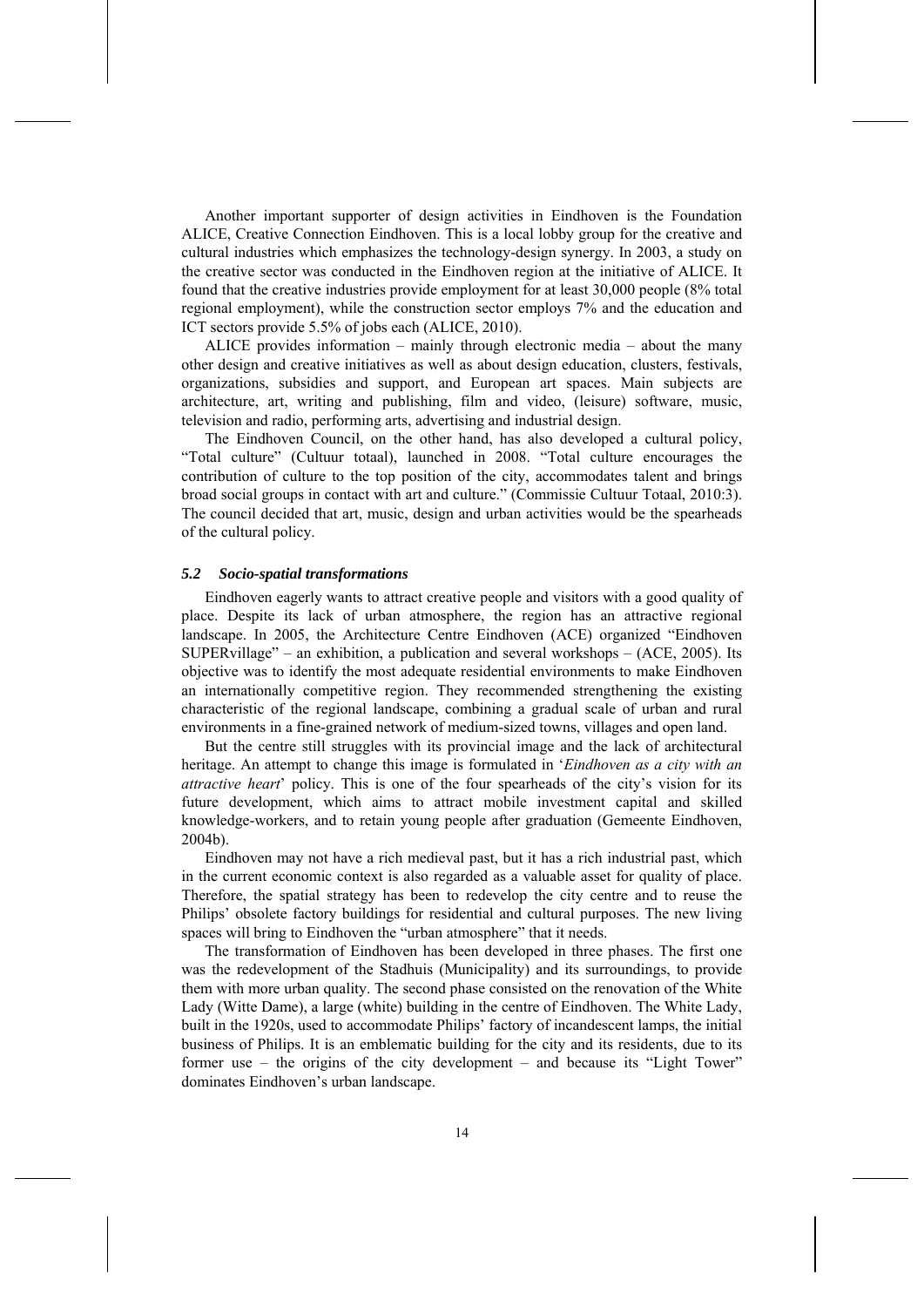Another important supporter of design activities in Eindhoven is the Foundation ALICE, Creative Connection Eindhoven. This is a local lobby group for the creative and cultural industries which emphasizes the technology-design synergy. In 2003, a study on the creative sector was conducted in the Eindhoven region at the initiative of ALICE. It found that the creative industries provide employment for at least 30,000 people (8% total regional employment), while the construction sector employs 7% and the education and ICT sectors provide 5.5% of jobs each (ALICE, 2010).

ALICE provides information – mainly through electronic media – about the many other design and creative initiatives as well as about design education, clusters, festivals, organizations, subsidies and support, and European art spaces. Main subjects are architecture, art, writing and publishing, film and video, (leisure) software, music, television and radio, performing arts, advertising and industrial design.

The Eindhoven Council, on the other hand, has also developed a cultural policy, "Total culture" (Cultuur totaal), launched in 2008. "Total culture encourages the contribution of culture to the top position of the city, accommodates talent and brings broad social groups in contact with art and culture." (Commissie Cultuur Totaal, 2010:3). The council decided that art, music, design and urban activities would be the spearheads of the cultural policy.

### *5.2 Socio-spatial transformations*

Eindhoven eagerly wants to attract creative people and visitors with a good quality of place. Despite its lack of urban atmosphere, the region has an attractive regional landscape. In 2005, the Architecture Centre Eindhoven (ACE) organized "Eindhoven SUPERvillage" – an exhibition, a publication and several workshops – (ACE, 2005). Its objective was to identify the most adequate residential environments to make Eindhoven an internationally competitive region. They recommended strengthening the existing characteristic of the regional landscape, combining a gradual scale of urban and rural environments in a fine-grained network of medium-sized towns, villages and open land.

But the centre still struggles with its provincial image and the lack of architectural heritage. An attempt to change this image is formulated in '*Eindhoven as a city with an attractive heart*' policy. This is one of the four spearheads of the city's vision for its future development, which aims to attract mobile investment capital and skilled knowledge-workers, and to retain young people after graduation (Gemeente Eindhoven, 2004b).

Eindhoven may not have a rich medieval past, but it has a rich industrial past, which in the current economic context is also regarded as a valuable asset for quality of place. Therefore, the spatial strategy has been to redevelop the city centre and to reuse the Philips' obsolete factory buildings for residential and cultural purposes. The new living spaces will bring to Eindhoven the "urban atmosphere" that it needs.

The transformation of Eindhoven has been developed in three phases. The first one was the redevelopment of the Stadhuis (Municipality) and its surroundings, to provide them with more urban quality. The second phase consisted on the renovation of the White Lady (Witte Dame), a large (white) building in the centre of Eindhoven. The White Lady, built in the 1920s, used to accommodate Philips' factory of incandescent lamps, the initial business of Philips. It is an emblematic building for the city and its residents, due to its former use – the origins of the city development – and because its "Light Tower" dominates Eindhoven's urban landscape.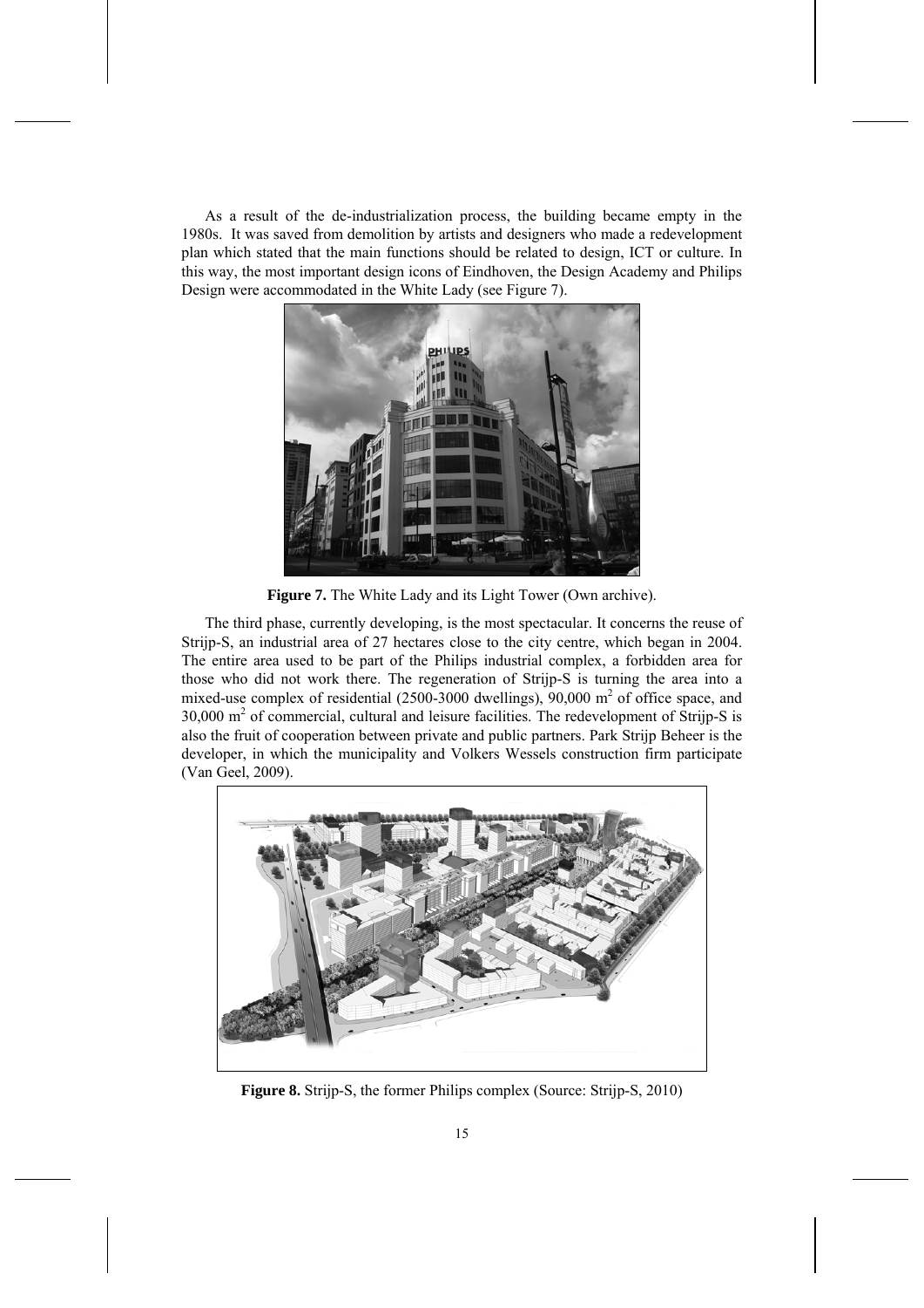As a result of the de-industrialization process, the building became empty in the 1980s. It was saved from demolition by artists and designers who made a redevelopment plan which stated that the main functions should be related to design, ICT or culture. In this way, the most important design icons of Eindhoven, the Design Academy and Philips Design were accommodated in the White Lady (see Figure 7).

**Figure 7.** The White Lady and its Light Tower (Own archive).

The third phase, currently developing, is the most spectacular. It concerns the reuse of Strijp-S, an industrial area of 27 hectares close to the city centre, which began in 2004. The entire area used to be part of the Philips industrial complex, a forbidden area for those who did not work there. The regeneration of Strijp-S is turning the area into a mixed-use complex of residential (2500-3000 dwellings), 90,000 $m^2$ of office space, and 30,000 $m^2$ of commercial, cultural and leisure facilities. The redevelopment of Strijp-S is also the fruit of cooperation between private and public partners. Park Strijp Beheer is the developer, in which the municipality and Volkers Wessels construction firm participate (Van Geel, 2009).

**Figure 8.** Strijp-S, the former Philips complex (Source: Strijp-S, 2010)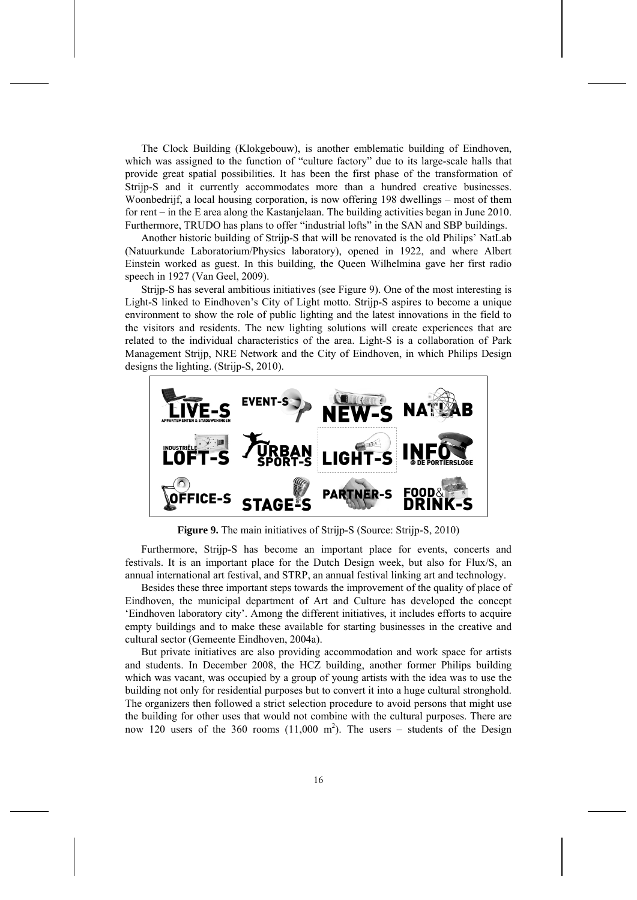The Clock Building (Klokgebouw), is another emblematic building of Eindhoven, which was assigned to the function of "culture factory" due to its large-scale halls that provide great spatial possibilities. It has been the first phase of the transformation of Strijp-S and it currently accommodates more than a hundred creative businesses. Woonbedrijf, a local housing corporation, is now offering 198 dwellings – most of them for rent – in the E area along the Kastanjelaan. The building activities began in June 2010. Furthermore, TRUDO has plans to offer "industrial lofts" in the SAN and SBP buildings.

Another historic building of Strijp-S that will be renovated is the old Philips' NatLab (Natuurkunde Laboratorium/Physics laboratory), opened in 1922, and where Albert Einstein worked as guest. In this building, the Queen Wilhelmina gave her first radio speech in 1927 (Van Geel, 2009).

Strijp-S has several ambitious initiatives (see Figure 9). One of the most interesting is Light-S linked to Eindhoven's City of Light motto. Strijp-S aspires to become a unique environment to show the role of public lighting and the latest innovations in the field to the visitors and residents. The new lighting solutions will create experiences that are related to the individual characteristics of the area. Light-S is a collaboration of Park Management Strijp, NRE Network and the City of Eindhoven, in which Philips Design designs the lighting. (Strijp-S, 2010).

**Figure 9.** The main initiatives of Strijp-S (Source: Strijp-S, 2010)

Furthermore, Strijp-S has become an important place for events, concerts and festivals. It is an important place for the Dutch Design week, but also for Flux/S, an annual international art festival, and STRP, an annual festival linking art and technology.

Besides these three important steps towards the improvement of the quality of place of Eindhoven, the municipal department of Art and Culture has developed the concept 'Eindhoven laboratory city'. Among the different initiatives, it includes efforts to acquire empty buildings and to make these available for starting businesses in the creative and cultural sector (Gemeente Eindhoven, 2004a).

But private initiatives are also providing accommodation and work space for artists and students. In December 2008, the HCZ building, another former Philips building which was vacant, was occupied by a group of young artists with the idea was to use the building not only for residential purposes but to convert it into a huge cultural stronghold. The organizers then followed a strict selection procedure to avoid persons that might use the building for other uses that would not combine with the cultural purposes. There are now 120 users of the 360 rooms (11,000 m$^2$). The users – students of the Design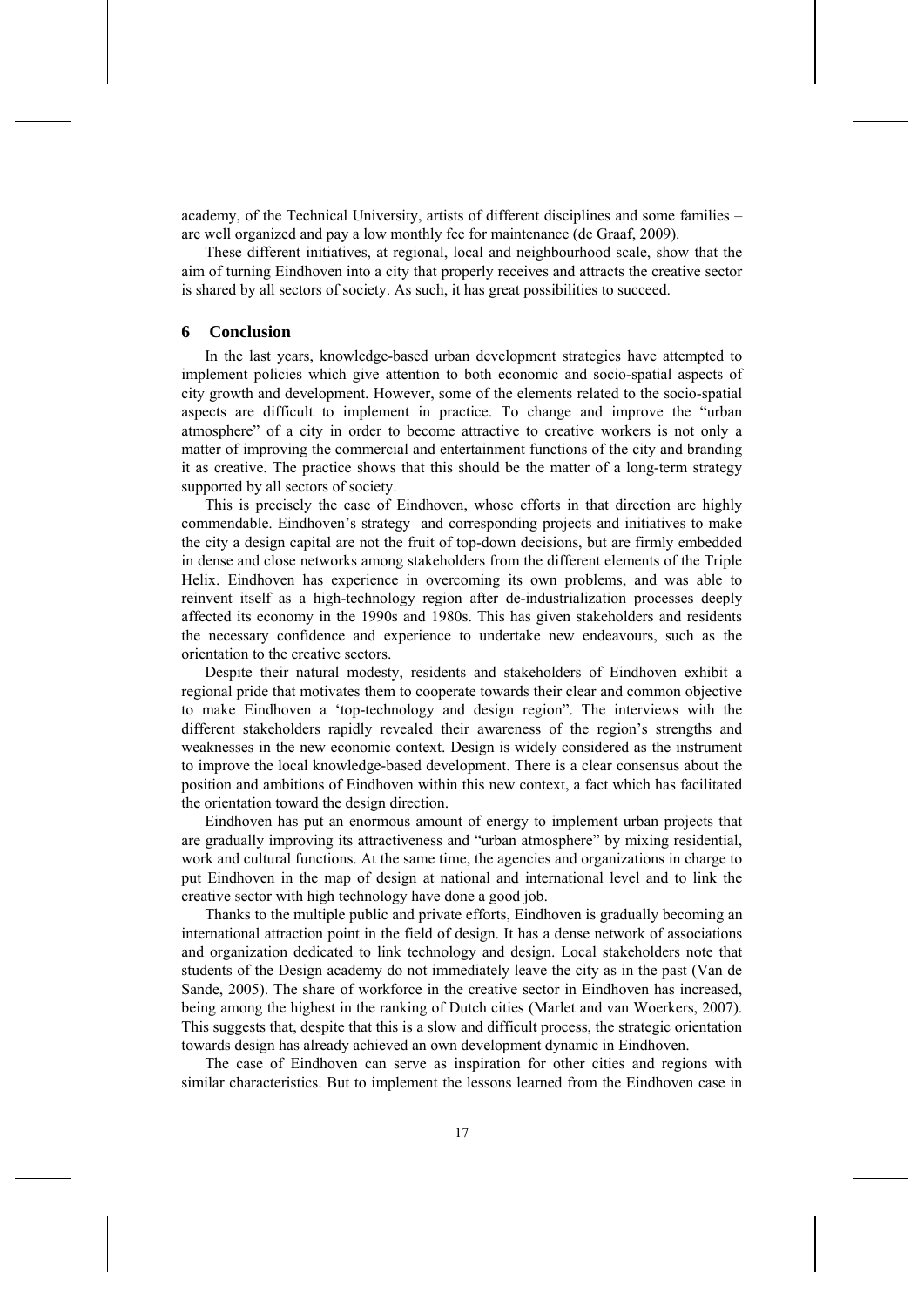academy, of the Technical University, artists of different disciplines and some families – are well organized and pay a low monthly fee for maintenance (de Graaf, 2009).

These different initiatives, at regional, local and neighbourhood scale, show that the aim of turning Eindhoven into a city that properly receives and attracts the creative sector is shared by all sectors of society. As such, it has great possibilities to succeed.

## 6 Conclusion

In the last years, knowledge-based urban development strategies have attempted to implement policies which give attention to both economic and socio-spatial aspects of city growth and development. However, some of the elements related to the socio-spatial aspects are difficult to implement in practice. To change and improve the "urban atmosphere" of a city in order to become attractive to creative workers is not only a matter of improving the commercial and entertainment functions of the city and branding it as creative. The practice shows that this should be the matter of a long-term strategy supported by all sectors of society.

This is precisely the case of Eindhoven, whose efforts in that direction are highly commendable. Eindhoven's strategy and corresponding projects and initiatives to make the city a design capital are not the fruit of top-down decisions, but are firmly embedded in dense and close networks among stakeholders from the different elements of the Triple Helix. Eindhoven has experience in overcoming its own problems, and was able to reinvent itself as a high-technology region after de-industrialization processes deeply affected its economy in the 1990s and 1980s. This has given stakeholders and residents the necessary confidence and experience to undertake new endeavours, such as the orientation to the creative sectors.

Despite their natural modesty, residents and stakeholders of Eindhoven exhibit a regional pride that motivates them to cooperate towards their clear and common objective to make Eindhoven a 'top-technology and design region". The interviews with the different stakeholders rapidly revealed their awareness of the region's strengths and weaknesses in the new economic context. Design is widely considered as the instrument to improve the local knowledge-based development. There is a clear consensus about the position and ambitions of Eindhoven within this new context, a fact which has facilitated the orientation toward the design direction.

Eindhoven has put an enormous amount of energy to implement urban projects that are gradually improving its attractiveness and "urban atmosphere" by mixing residential, work and cultural functions. At the same time, the agencies and organizations in charge to put Eindhoven in the map of design at national and international level and to link the creative sector with high technology have done a good job.

Thanks to the multiple public and private efforts, Eindhoven is gradually becoming an international attraction point in the field of design. It has a dense network of associations and organization dedicated to link technology and design. Local stakeholders note that students of the Design academy do not immediately leave the city as in the past (Van de Sande, 2005). The share of workforce in the creative sector in Eindhoven has increased, being among the highest in the ranking of Dutch cities (Marlet and van Woerkers, 2007). This suggests that, despite that this is a slow and difficult process, the strategic orientation towards design has already achieved an own development dynamic in Eindhoven.

The case of Eindhoven can serve as inspiration for other cities and regions with similar characteristics. But to implement the lessons learned from the Eindhoven case in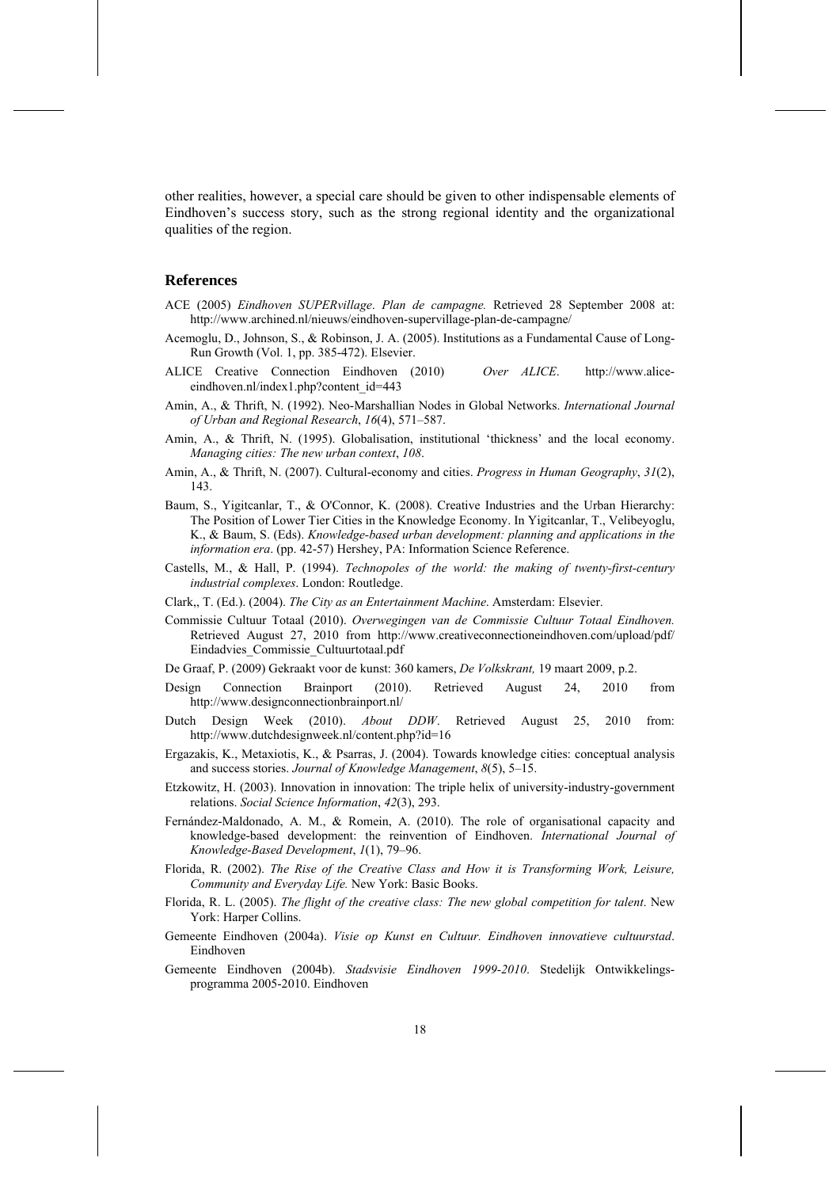other realities, however, a special care should be given to other indispensable elements of Eindhoven's success story, such as the strong regional identity and the organizational qualities of the region.

## References

ACE (2005) *Eindhoven SUPERvillage*. *Plan de campagne.* Retrieved 28 September 2008 at: http://www.archined.nl/nieuws/eindhoven-supervillage-plan-de-campagne/

Acemoglu, D., Johnson, S., & Robinson, J. A. (2005). Institutions as a Fundamental Cause of Long-Run Growth (Vol. 1, pp. 385-472). Elsevier.

ALICE Creative Connection Eindhoven (2010) *Over ALICE*. http://www.alice-eindhoven.nl/index1.php?content_id=443

Amin, A., & Thrift, N. (1992). Neo-Marshallian Nodes in Global Networks. *International Journal of Urban and Regional Research*, *16*(4), 571–587.

Amin, A., & Thrift, N. (1995). Globalisation, institutional 'thickness' and the local economy. *Managing cities: The new urban context*, *108*.

Amin, A., & Thrift, N. (2007). Cultural-economy and cities. *Progress in Human Geography*, *31*(2), 143.

Baum, S., Yigitcanlar, T., & O'Connor, K. (2008). Creative Industries and the Urban Hierarchy: The Position of Lower Tier Cities in the Knowledge Economy. In Yigitcanlar, T., Velibeyoglu, K., & Baum, S. (Eds). *Knowledge-based urban development: planning and applications in the information era*. (pp. 42-57) Hershey, PA: Information Science Reference.

Castells, M., & Hall, P. (1994). *Technopoles of the world: the making of twenty-first-century industrial complexes*. London: Routledge.

Clark,, T. (Ed.). (2004). *The City as an Entertainment Machine*. Amsterdam: Elsevier.

Commissie Cultuur Totaal (2010). *Overwegingen van de Commissie Cultuur Totaal Eindhoven.* Retrieved August 27, 2010 from http://www.creativeconnectioneindhoven.com/upload/pdf/Eindadvies_Commissie_Cultuurtotaal.pdf

De Graaf, P. (2009) Gekraakt voor de kunst: 360 kamers, *De Volkskrant,* 19 maart 2009, p.2.

Design Connection Brainport (2010). Retrieved August 24, 2010 from http://www.designconnectionbrainport.nl/

Dutch Design Week (2010). *About DDW*. Retrieved August 25, 2010 from: http://www.dutchdesignweek.nl/content.php?id=16

Ergazakis, K., Metaxiotis, K., & Psarras, J. (2004). Towards knowledge cities: conceptual analysis and success stories. *Journal of Knowledge Management*, *8*(5), 5–15.

Etzkowitz, H. (2003). Innovation in innovation: The triple helix of university-industry-government relations. *Social Science Information*, *42*(3), 293.

Fernández-Maldonado, A. M., & Romein, A. (2010). The role of organisational capacity and knowledge-based development: the reinvention of Eindhoven. *International Journal of Knowledge-Based Development*, *1*(1), 79–96.

Florida, R. (2002). *The Rise of the Creative Class and How it is Transforming Work, Leisure, Community and Everyday Life.* New York: Basic Books.

Florida, R. L. (2005). *The flight of the creative class: The new global competition for talent*. New York: Harper Collins.

Gemeente Eindhoven (2004a). *Visie op Kunst en Cultuur. Eindhoven innovatieve cultuurstad*. Eindhoven

Gemeente Eindhoven (2004b). *Stadsvisie Eindhoven 1999-2010*. Stedelijk Ontwikkelings-programma 2005-2010. Eindhoven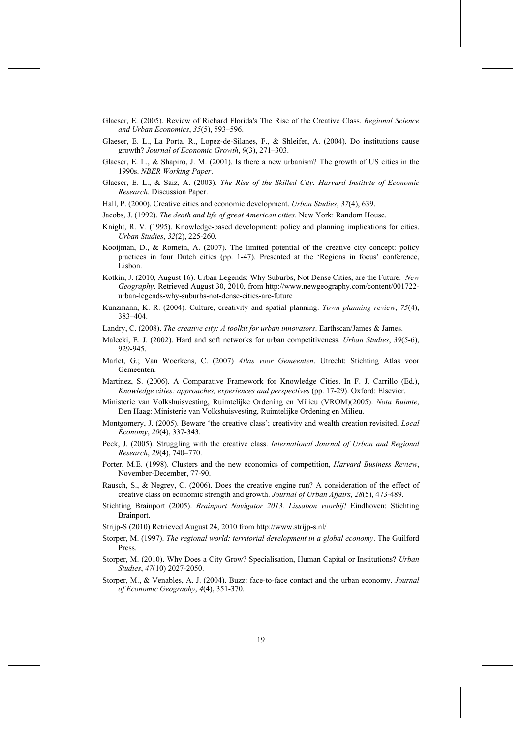Glaeser, E. (2005). Review of Richard Florida's The Rise of the Creative Class. *Regional Science and Urban Economics*, *35*(5), 593–596.

Glaeser, E. L., La Porta, R., Lopez-de-Silanes, F., & Shleifer, A. (2004). Do institutions cause growth? *Journal of Economic Growth*, *9*(3), 271–303.

Glaeser, E. L., & Shapiro, J. M. (2001). Is there a new urbanism? The growth of US cities in the 1990s. *NBER Working Paper*.

Glaeser, E. L., & Saiz, A. (2003). *The Rise of the Skilled City. Harvard Institute of Economic Research*. Discussion Paper.

Hall, P. (2000). Creative cities and economic development. *Urban Studies*, *37*(4), 639.

Jacobs, J. (1992). *The death and life of great American cities*. New York: Random House.

Knight, R. V. (1995). Knowledge-based development: policy and planning implications for cities. *Urban Studies*, *32*(2), 225-260.

Kooijman, D., & Romein, A. (2007). The limited potential of the creative city concept: policy practices in four Dutch cities (pp. 1-47). Presented at the 'Regions in focus' conference, Lisbon.

Kotkin, J. (2010, August 16). Urban Legends: Why Suburbs, Not Dense Cities, are the Future. *New Geography*. Retrieved August 30, 2010, from http://www.newgeography.com/content/001722-urban-legends-why-suburbs-not-dense-cities-are-future

Kunzmann, K. R. (2004). Culture, creativity and spatial planning. *Town planning review*, *75*(4), 383–404.

Landry, C. (2008). *The creative city: A toolkit for urban innovators*. Earthscan/James & James.

Malecki, E. J. (2002). Hard and soft networks for urban competitiveness. *Urban Studies*, *39*(5-6), 929-945.

Marlet, G.; Van Woerkens, C. (2007) *Atlas voor Gemeenten*. Utrecht: Stichting Atlas voor Gemeenten.

Martinez, S. (2006). A Comparative Framework for Knowledge Cities. In F. J. Carrillo (Ed.), *Knowledge cities: approaches, experiences and perspectives* (pp. 17-29). Oxford: Elsevier.

Ministerie van Volkshuisvesting, Ruimtelijke Ordening en Milieu (VROM)(2005). *Nota Ruimte*, Den Haag: Ministerie van Volkshuisvesting, Ruimtelijke Ordening en Milieu.

Montgomery, J. (2005). Beware 'the creative class'; creativity and wealth creation revisited. *Local Economy*, *20*(4), 337-343.

Peck, J. (2005). Struggling with the creative class. *International Journal of Urban and Regional Research*, *29*(4), 740–770.

Porter, M.E. (1998). Clusters and the new economics of competition, *Harvard Business Review*, November-December, 77-90.

Rausch, S., & Negrey, C. (2006). Does the creative engine run? A consideration of the effect of creative class on economic strength and growth. *Journal of Urban Affairs*, *28*(5), 473-489.

Stichting Brainport (2005). *Brainport Navigator 2013. Lissabon voorbij!* Eindhoven: Stichting Brainport.

Strijp-S (2010) Retrieved August 24, 2010 from http://www.strijp-s.nl/

Storper, M. (1997). *The regional world: territorial development in a global economy*. The Guilford Press.

Storper, M. (2010). Why Does a City Grow? Specialisation, Human Capital or Institutions? *Urban Studies*, *47*(10) 2027-2050.

Storper, M., & Venables, A. J. (2004). Buzz: face-to-face contact and the urban economy. *Journal of Economic Geography*, *4*(4), 351-370.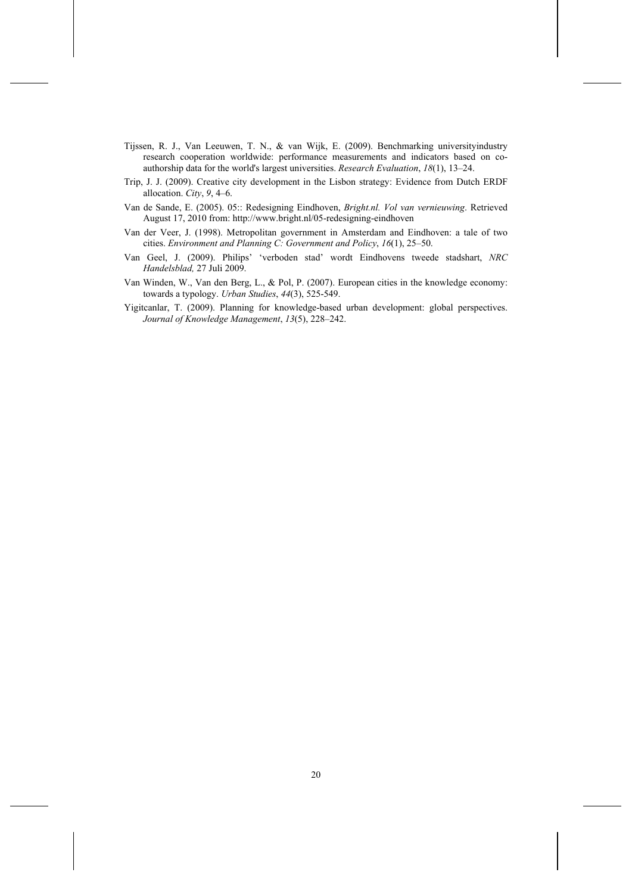Tijssen, R. J., Van Leeuwen, T. N., & van Wijk, E. (2009). Benchmarking universityindustry research cooperation worldwide: performance measurements and indicators based on co-authorship data for the world's largest universities. *Research Evaluation*, *18*(1), 13–24.

Trip, J. J. (2009). Creative city development in the Lisbon strategy: Evidence from Dutch ERDF allocation. *City*, *9*, 4–6.

Van de Sande, E. (2005). 05:: Redesigning Eindhoven, *Bright.nl. Vol van vernieuwing*. Retrieved August 17, 2010 from: http://www.bright.nl/05-redesigning-eindhoven

Van der Veer, J. (1998). Metropolitan government in Amsterdam and Eindhoven: a tale of two cities. *Environment and Planning C: Government and Policy*, *16*(1), 25–50.

Van Geel, J. (2009). Philips' 'verboden stad' wordt Eindhovens tweede stadshart, *NRC Handelsblad,* 27 Juli 2009.

Van Winden, W., Van den Berg, L., & Pol, P. (2007). European cities in the knowledge economy: towards a typology. *Urban Studies*, *44*(3), 525-549.

Yigitcanlar, T. (2009). Planning for knowledge-based urban development: global perspectives. *Journal of Knowledge Management*, *13*(5), 228–242.